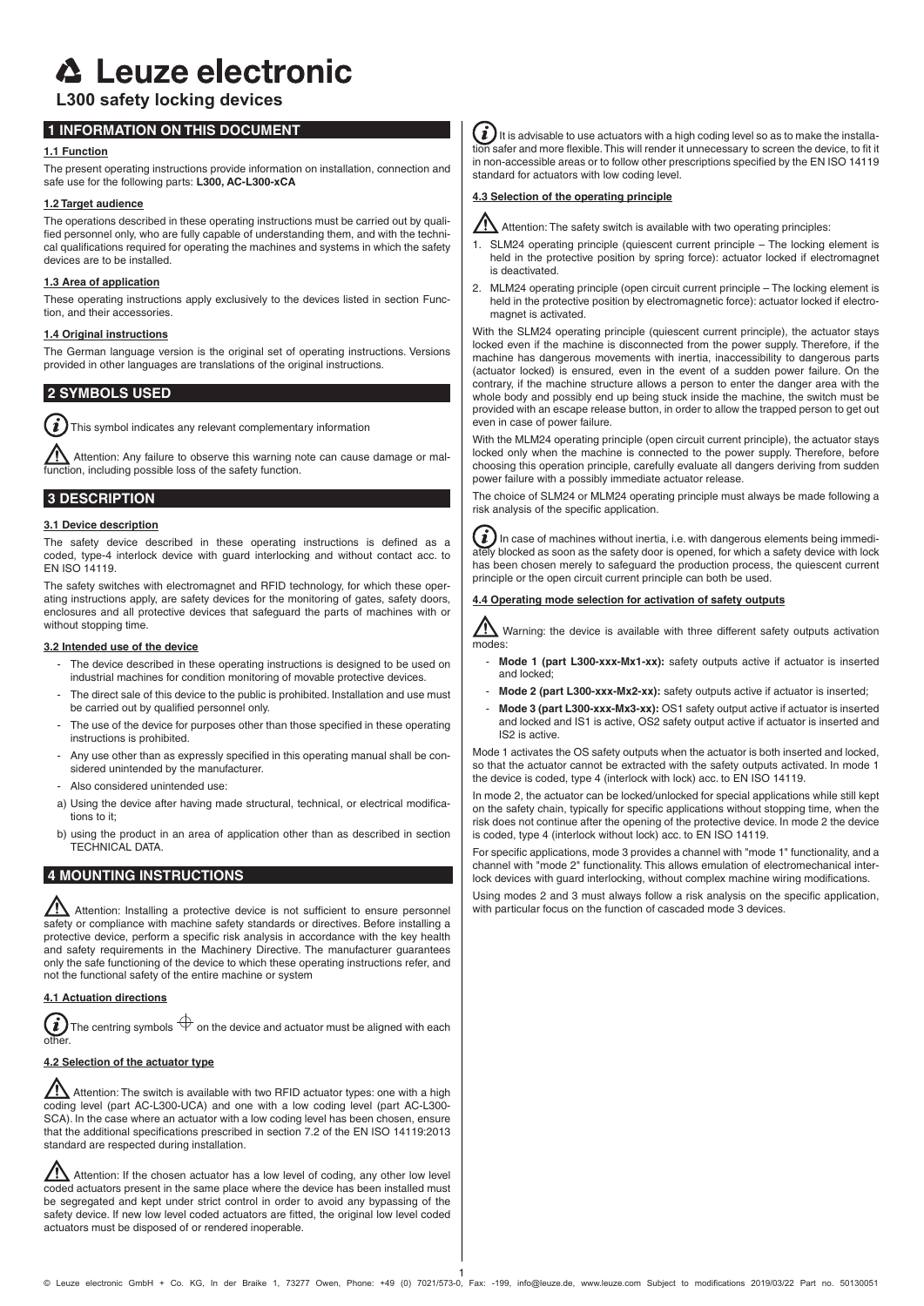# Leuze electronic

## L300 safety locking devices

## 1 INFORMATION ON THIS DOCUMENT

### 1.1 Function

The present operating instructions provide information on installation, connection and safe use for the following parts: **L300, AC-L300-xCA**

### 1.2 Target audience

The operations described in these operating instructions must be carried out by qualified personnel only, who are fully capable of understanding them, and with the technical qualifications required for operating the machines and systems in which the safety devices are to be installed.

### 1.3 Area of application

These operating instructions apply exclusively to the devices listed in section Function, and their accessories.

### 1.4 Original instructions

The German language version is the original set of operating instructions. Versions provided in other languages are translations of the original instructions.

## 2 SYMBOLS USED

This symbol indicates any relevant complementary information

Attention: Any failure to observe this warning note can cause damage or malfunction, including possible loss of the safety function.

## 3 DESCRIPTION

### 3.1 Device description

The safety device described in these operating instructions is defined as a coded, type-4 interlock device with guard interlocking and without contact acc. to EN ISO 14119.

The safety switches with electromagnet and RFID technology, for which these operating instructions apply, are safety devices for the monitoring of gates, safety doors, enclosures and all protective devices that safeguard the parts of machines with or without stopping time.

### 3.2 Intended use of the device

- The device described in these operating instructions is designed to be used on industrial machines for condition monitoring of movable protective devices.
- The direct sale of this device to the public is prohibited. Installation and use must be carried out by qualified personnel only.
- The use of the device for purposes other than those specified in these operating instructions is prohibited.
- Any use other than as expressly specified in this operating manual shall be considered unintended by the manufacturer.
- Also considered unintended use:

a) Using the device after having made structural, technical, or electrical modifications to it;

b) using the product in an area of application other than as described in section TECHNICAL DATA.

## 4 MOUNTING INSTRUCTIONS

Attention: Installing a protective device is not sufficient to ensure personnel safety or compliance with machine safety standards or directives. Before installing a protective device, perform a specific risk analysis in accordance with the key health and safety requirements in the Machinery Directive. The manufacturer guarantees only the safe functioning of the device to which these operating instructions refer, and not the functional safety of the entire machine or system

### 4.1 Actuation directions

The centring symbols ⌖ on the device and actuator must be aligned with each other.

### 4.2 Selection of the actuator type

Attention: The switch is available with two RFID actuator types: one with a high coding level (part AC-L300-UCA) and one with a low coding level (part AC-L300-SCA). In the case where an actuator with a low coding level has been chosen, ensure that the additional specifications prescribed in section 7.2 of the EN ISO 14119:2013 standard are respected during installation.

Attention: If the chosen actuator has a low level of coding, any other low level coded actuators present in the same place where the device has been installed must be segregated and kept under strict control in order to avoid any bypassing of the safety device. If new low level coded actuators are fitted, the original low level coded actuators must be disposed of or rendered inoperable.

It is advisable to use actuators with a high coding level so as to make the installation safer and more flexible. This will render it unnecessary to screen the device, to fit it in non-accessible areas or to follow other prescriptions specified by the EN ISO 14119 standard for actuators with low coding level.

### 4.3 Selection of the operating principle

Attention: The safety switch is available with two operating principles:

1. SLM24 operating principle (quiescent current principle – The locking element is held in the protective position by spring force): actuator locked if electromagnet is deactivated.
2. MLM24 operating principle (open circuit current principle – The locking element is held in the protective position by electromagnetic force): actuator locked if electromagnet is activated.

With the SLM24 operating principle (quiescent current principle), the actuator stays locked even if the machine is disconnected from the power supply. Therefore, if the machine has dangerous movements with inertia, inaccessibility to dangerous parts (actuator locked) is ensured, even in the event of a sudden power failure. On the contrary, if the machine structure allows a person to enter the danger area with the whole body and possibly end up being stuck inside the machine, the switch must be provided with an escape release button, in order to allow the trapped person to get out even in case of power failure.

With the MLM24 operating principle (open circuit current principle), the actuator stays locked only when the machine is connected to the power supply. Therefore, before choosing this operation principle, carefully evaluate all dangers deriving from sudden power failure with a possibly immediate actuator release.

The choice of SLM24 or MLM24 operating principle must always be made following a risk analysis of the specific application.

In case of machines without inertia, i.e. with dangerous elements being immediately blocked as soon as the safety door is opened, for which a safety device with lock has been chosen merely to safeguard the production process, the quiescent current principle or the open circuit current principle can both be used.

### 4.4 Operating mode selection for activation of safety outputs

Warning: the device is available with three different safety outputs activation modes:

- **Mode 1 (part L300-xxx-Mx1-xx):** safety outputs active if actuator is inserted and locked;
- **Mode 2 (part L300-xxx-Mx2-xx):** safety outputs active if actuator is inserted;
- **Mode 3 (part L300-xxx-Mx3-xx):** OS1 safety output active if actuator is inserted and locked and IS1 is active, OS2 safety output active if actuator is inserted and IS2 is active.

Mode 1 activates the OS safety outputs when the actuator is both inserted and locked, so that the actuator cannot be extracted with the safety outputs activated. In mode 1 the device is coded, type 4 (interlock with lock) acc. to EN ISO 14119.

In mode 2, the actuator can be locked/unlocked for special applications while still kept on the safety chain, typically for specific applications without stopping time, when the risk does not continue after the opening of the protective device. In mode 2 the device is coded, type 4 (interlock without lock) acc. to EN ISO 14119.

For specific applications, mode 3 provides a channel with "mode 1" functionality, and a channel with "mode 2" functionality. This allows emulation of electromechanical interlock devices with guard interlocking, without complex machine wiring modifications.

Using modes 2 and 3 must always follow a risk analysis on the specific application, with particular focus on the function of cascaded mode 3 devices.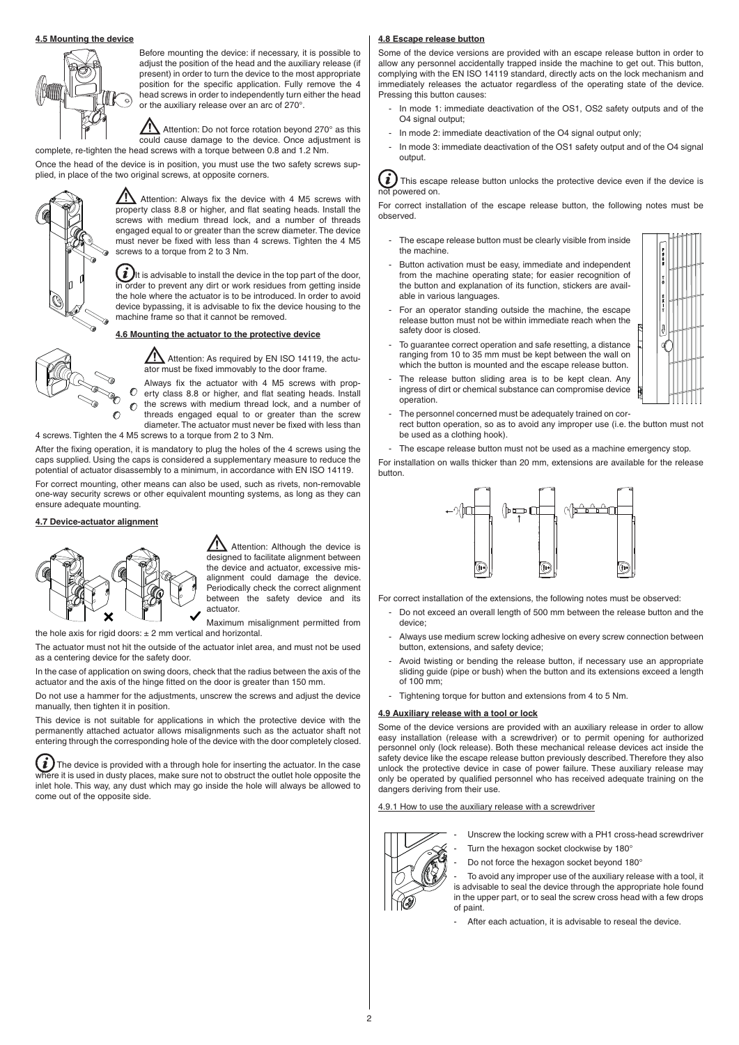#### 4.5 Mounting the device

Before mounting the device: if necessary, it is possible to adjust the position of the head and the auxiliary release (if present) in order to turn the device to the most appropriate position for the specific application. Fully remove the 4 head screws in order to independently turn either the head or the auxiliary release over an arc of 270°.

Attention: Do not force rotation beyond 270° as this could cause damage to the device. Once adjustment is complete, re-tighten the head screws with a torque between 0.8 and 1.2 Nm.

Once the head of the device is in position, you must use the two safety screws supplied, in place of the two original screws, at opposite corners.

Attention: Always fix the device with 4 M5 screws with property class 8.8 or higher, and flat seating heads. Install the screws with medium thread lock, and a number of threads engaged equal to or greater than the screw diameter. The device must never be fixed with less than 4 screws. Tighten the 4 M5 screws to a torque from 2 to 3 Nm.

It is advisable to install the device in the top part of the door, in order to prevent any dirt or work residues from getting inside the hole where the actuator is to be introduced. In order to avoid device bypassing, it is advisable to fix the device housing to the machine frame so that it cannot be removed.

#### 4.6 Mounting the actuator to the protective device

Attention: As required by EN ISO 14119, the actuator must be fixed immovably to the door frame.

Always fix the actuator with 4 M5 screws with property class 8.8 or higher, and flat seating heads. Install the screws with medium thread lock, and a number of threads engaged equal to or greater than the screw diameter. The actuator must never be fixed with less than 4 screws. Tighten the 4 M5 screws to a torque from 2 to 3 Nm.

After the fixing operation, it is mandatory to plug the holes of the 4 screws using the caps supplied. Using the caps is considered a supplementary measure to reduce the potential of actuator disassembly to a minimum, in accordance with EN ISO 14119.

For correct mounting, other means can also be used, such as rivets, non-removable one-way security screws or other equivalent mounting systems, as long as they can ensure adequate mounting.

#### 4.7 Device-actuator alignment

Attention: Although the device is designed to facilitate alignment between the device and actuator, excessive misalignment could damage the device. Periodically check the correct alignment between the safety device and its actuator.

Maximum misalignment permitted from the hole axis for rigid doors: ± 2 mm vertical and horizontal.

The actuator must not hit the outside of the actuator inlet area, and must not be used as a centering device for the safety door.

In the case of application on swing doors, check that the radius between the axis of the actuator and the axis of the hinge fitted on the door is greater than 150 mm.

Do not use a hammer for the adjustments, unscrew the screws and adjust the device manually, then tighten it in position.

This device is not suitable for applications in which the protective device with the permanently attached actuator allows misalignments such as the actuator shaft not entering through the corresponding hole of the device with the door completely closed.

The device is provided with a through hole for inserting the actuator. In the case where it is used in dusty places, make sure not to obstruct the outlet hole opposite the inlet hole. This way, any dust which may go inside the hole will always be allowed to come out of the opposite side.

#### 4.8 Escape release button

Some of the device versions are provided with an escape release button in order to allow any personnel accidentally trapped inside the machine to get out. This button, complying with the EN ISO 14119 standard, directly acts on the lock mechanism and immediately releases the actuator regardless of the operating state of the device. Pressing this button causes:

- In mode 1: immediate deactivation of the OS1, OS2 safety outputs and of the O4 signal output;
- In mode 2: immediate deactivation of the O4 signal output only;
- In mode 3: immediate deactivation of the OS1 safety output and of the O4 signal output.

This escape release button unlocks the protective device even if the device is not powered on.

For correct installation of the escape release button, the following notes must be observed.

- The escape release button must be clearly visible from inside the machine.
- Button activation must be easy, immediate and independent from the machine operating state; for easier recognition of the button and explanation of its function, stickers are available in various languages.
- For an operator standing outside the machine, the escape release button must not be within immediate reach when the safety door is closed.
- To guarantee correct operation and safe resetting, a distance ranging from 10 to 35 mm must be kept between the wall on which the button is mounted and the escape release button.
- The release button sliding area is to be kept clean. Any ingress of dirt or chemical substance can compromise device operation.
- The personnel concerned must be adequately trained on correct button operation, so as to avoid any improper use (i.e. the button must not be used as a clothing hook).
- The escape release button must not be used as a machine emergency stop.

For installation on walls thicker than 20 mm, extensions are available for the release button.

For correct installation of the extensions, the following notes must be observed:

- Do not exceed an overall length of 500 mm between the release button and the device;
- Always use medium screw locking adhesive on every screw connection between button, extensions, and safety device;
- Avoid twisting or bending the release button, if necessary use an appropriate sliding guide (pipe or bush) when the button and its extensions exceed a length of 100 mm;
- Tightening torque for button and extensions from 4 to 5 Nm.

#### 4.9 Auxiliary release with a tool or lock

Some of the device versions are provided with an auxiliary release in order to allow easy installation (release with a screwdriver) or to permit opening for authorized personnel only (lock release). Both these mechanical release devices act inside the safety device like the escape release button previously described. Therefore they also unlock the protective device in case of power failure. These auxiliary release may only be operated by qualified personnel who has received adequate training on the dangers deriving from their use.

4.9.1 How to use the auxiliary release with a screwdriver

- Unscrew the locking screw with a PH1 cross-head screwdriver
- Turn the hexagon socket clockwise by 180°
- Do not force the hexagon socket beyond 180°
- To avoid any improper use of the auxiliary release with a tool, it is advisable to seal the device through the appropriate hole found in the upper part, or to seal the screw cross head with a few drops of paint.
- After each actuation, it is advisable to reseal the device.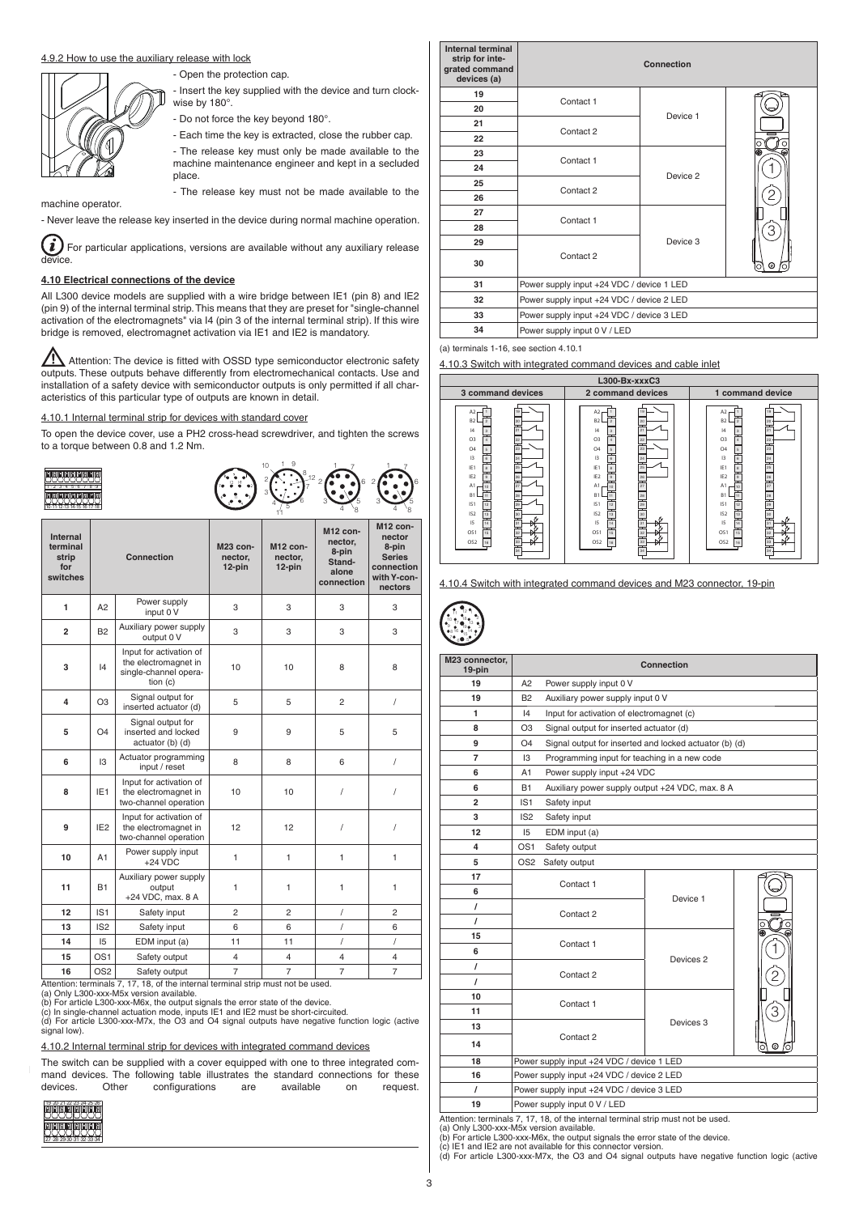4.9.2 How to use the auxiliary release with lock

- Open the protection cap.
- Insert the key supplied with the device and turn clockwise by 180°.
- Do not force the key beyond 180°.
- Each time the key is extracted, close the rubber cap.
- The release key must only be made available to the machine maintenance engineer and kept in a secluded place.
- The release key must not be made available to the machine operator.
- Never leave the release key inserted in the device during normal machine operation.

For particular applications, versions are available without any auxiliary release device.

**4.10 Electrical connections of the device**

All L300 device models are supplied with a wire bridge between IE1 (pin 8) and IE2 (pin 9) of the internal terminal strip. This means that they are preset for "single-channel activation of the electromagnets" via I4 (pin 3 of the internal terminal strip). If this wire bridge is removed, electromagnet activation via IE1 and IE2 is mandatory.

Attention: The device is fitted with OSSD type semiconductor electronic safety outputs. These outputs behave differently from electromechanical contacts. Use and installation of a safety device with semiconductor outputs is only permitted if all characteristics of this particular type of outputs are known in detail.

4.10.1 Internal terminal strip for devices with standard cover

To open the device cover, use a PH2 cross-head screwdriver, and tighten the screws to a torque between 0.8 and 1.2 Nm.

| Internal terminal strip for switches | Connection | | M23 connector, 12-pin | M12 connector, 12-pin | M12 connector, 8-pin Stand-alone connection | M12 connector 8-pin Series connection with Y-connectors |
|---|---|---|---|---|---|---|
| 1 | A2 | Power supply input 0 V | 3 | 3 | 3 | 3 |
| 2 | B2 | Auxiliary power supply output 0 V | 3 | 3 | 3 | 3 |
| 3 | I4 | Input for activation of the electromagnet in single-channel operation (c) | 10 | 10 | 8 | 8 |
| 4 | O3 | Signal output for inserted actuator (d) | 5 | 5 | 2 | / |
| 5 | O4 | Signal output for inserted and locked actuator (b) (d) | 9 | 9 | 5 | 5 |
| 6 | I3 | Actuator programming input / reset | 8 | 8 | 6 | / |
| 8 | IE1 | Input for activation of the electromagnet in two-channel operation | 10 | 10 | / | / |
| 9 | IE2 | Input for activation of the electromagnet in two-channel operation | 12 | 12 | / | / |
| 10 | A1 | Power supply input +24 VDC | 1 | 1 | 1 | 1 |
| 11 | B1 | Auxiliary power supply output +24 VDC, max. 8 A | 1 | 1 | 1 | 1 |
| 12 | IS1 | Safety input | 2 | 2 | / | 2 |
| 13 | IS2 | Safety input | 6 | 6 | / | 6 |
| 14 | I5 | EDM input (a) | 11 | 11 | / | / |
| 15 | OS1 | Safety output | 4 | 4 | 4 | 4 |
| 16 | OS2 | Safety output | 7 | 7 | 7 | 7 |

Attention: terminals 7, 17, 18, of the internal terminal strip must not be used.
(a) Only L300-xxx-M5x version available.
(b) For article L300-xxx-M6x, the output signals the error state of the device.
(c) In single-channel actuation mode, inputs IE1 and IE2 must be short-circuited.
(d) For article L300-xxx-M7x, the O3 and O4 signal outputs have negative function logic (active signal low).

4.10.2 Internal terminal strip for devices with integrated command devices

The switch can be supplied with a cover equipped with one to three integrated command devices. The following table illustrates the standard connections for these devices. Other configurations are available on request.

| Internal terminal strip for integrated command devices (a) | Connection | |
|---|---|---|
| 19 | Contact 1 | Device 1 |
| 20 | | |
| 21 | Contact 2 | |
| 22 | | |
| 23 | Contact 1 | Device 2 |
| 24 | | |
| 25 | Contact 2 | |
| 26 | | |
| 27 | Contact 1 | Device 3 |
| 28 | | |
| 29 | Contact 2 | |
| 30 | | |
| 31 | Power supply input +24 VDC / device 1 LED | |
| 32 | Power supply input +24 VDC / device 2 LED | |
| 33 | Power supply input +24 VDC / device 3 LED | |
| 34 | Power supply input 0 V / LED | |

(a) terminals 1-16, see section 4.10.1

4.10.3 Switch with integrated command devices and cable inlet

L300-Bx-xxxC3

| 3 command devices | 2 command devices | 1 command device |
|---|---|---|

4.10.4 Switch with integrated command devices and M23 connector, 19-pin

| M23 connector, 19-pin | Connection | | |
|---|---|---|---|
| 19 | A2 | Power supply input 0 V | |
| 19 | B2 | Auxiliary power supply input 0 V | |
| 1 | I4 | Input for activation of electromagnet (c) | |
| 8 | O3 | Signal output for inserted actuator (d) | |
| 9 | O4 | Signal output for inserted and locked actuator (b) (d) | |
| 7 | I3 | Programming input for teaching in a new code | |
| 6 | A1 | Power supply input +24 VDC | |
| 6 | B1 | Auxiliary power supply output +24 VDC, max. 8 A | |
| 2 | IS1 | Safety input | |
| 3 | IS2 | Safety input | |
| 12 | I5 | EDM input (a) | |
| 4 | OS1 | Safety output | |
| 5 | OS2 | Safety output | |
| 17 | Contact 1 | | Device 1 |
| 6 | | | |
| / | Contact 2 | | |
| / | | | |
| 15 | Contact 1 | | Devices 2 |
| 6 | | | |
| / | Contact 2 | | |
| / | | | |
| 10 | Contact 1 | | Devices 3 |
| 11 | | | |
| 13 | Contact 2 | | |
| 14 | | | |
| 18 | Power supply input +24 VDC / device 1 LED | | |
| 16 | Power supply input +24 VDC / device 2 LED | | |
| / | Power supply input +24 VDC / device 3 LED | | |
| 19 | Power supply input 0 V / LED | | |

Attention: terminals 7, 17, 18, of the internal terminal strip must not be used.
(a) Only L300-xxx-M5x version available.
(b) For article L300-xxx-M6x, the output signals the error state of the device.
(c) IE1 and IE2 are not available for this connector version.
(d) For article L300-xxx-M7x, the O3 and O4 signal outputs have negative function logic (active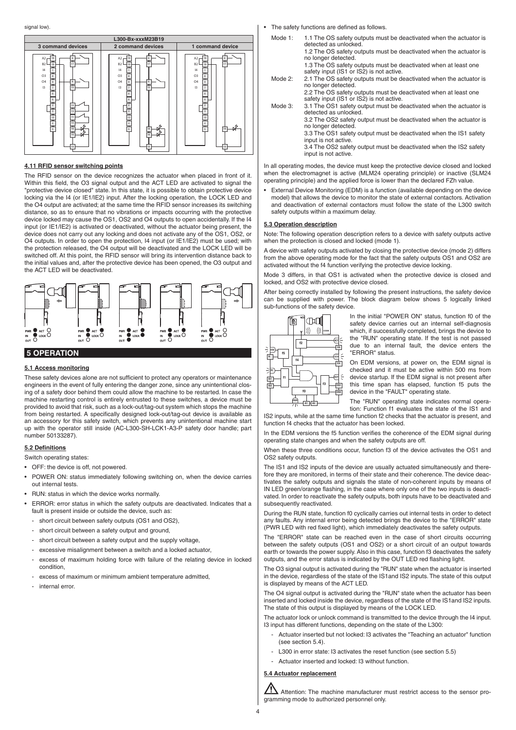signal low).

**L300-Bx-xxxM23B19**

| 3 command devices | 2 command devices | 1 command device |
|---|---|---|

#### 4.11 RFID sensor switching points

The RFID sensor on the device recognizes the actuator when placed in front of it. Within this field, the O3 signal output and the ACT LED are activated to signal the "protective device closed" state. In this state, it is possible to obtain protective device locking via the I4 (or IE1/IE2) input. After the locking operation, the LOCK LED and the O4 output are activated; at the same time the RFID sensor increases its switching distance, so as to ensure that no vibrations or impacts occurring with the protective device locked may cause the OS1, OS2 and O4 outputs to open accidentally. If the I4 input (or IE1/IE2) is activated or deactivated, without the actuator being present, the device does not carry out any locking and does not activate any of the OS1, OS2, or O4 outputs. In order to open the protection, I4 input (or IE1/IE2) must be used; with the protection released, the O4 output will be deactivated and the LOCK LED will be switched off. At this point, the RFID sensor will bring its intervention distance back to the initial values and, after the protective device has been opened, the O3 output and the ACT LED will be deactivated.

## 5 OPERATION

#### 5.1 Access monitoring

These safety devices alone are not sufficient to protect any operators or maintenance engineers in the event of fully entering the danger zone, since any unintentional closing of a safety door behind them could allow the machine to be restarted. In case the machine restarting control is entirely entrusted to these switches, a device must be provided to avoid that risk, such as a lock-out/tag-out system which stops the machine from being restarted. A specifically designed lock-out/tag-out device is available as an accessory for this safety switch, which prevents any unintentional machine start up with the operator still inside (AC-L300-SH-LCK1-A3-P safety door handle; part number 50133287).

#### 5.2 Definitions

Switch operating states:

- OFF: the device is off, not powered.
- POWER ON: status immediately following switching on, when the device carries out internal tests.
- RUN: status in which the device works normally.
- ERROR: error status in which the safety outputs are deactivated. Indicates that a fault is present inside or outside the device, such as:
  - short circuit between safety outputs (OS1 and OS2),
  - short circuit between a safety output and ground,
  - short circuit between a safety output and the supply voltage,
  - excessive misalignment between a switch and a locked actuator,
  - excess of maximum holding force with failure of the relating device in locked condition,
  - excess of maximum or minimum ambient temperature admitted,
  - internal error.

- The safety functions are defined as follows.

Mode 1:
1.1 The OS safety outputs must be deactivated when the actuator is detected as unlocked.
1.2 The OS safety outputs must be deactivated when the actuator is no longer detected.
1.3 The OS safety outputs must be deactivated when at least one safety input (IS1 or IS2) is not active.

Mode 2:
2.1 The OS safety outputs must be deactivated when the actuator is no longer detected.
2.2 The OS safety outputs must be deactivated when at least one safety input (IS1 or IS2) is not active.

Mode 3:
3.1 The OS1 safety output must be deactivated when the actuator is detected as unlocked.
3.2 The OS2 safety output must be deactivated when the actuator is no longer detected.
3.3 The OS1 safety output must be deactivated when the IS1 safety input is not active.
3.4 The OS2 safety output must be deactivated when the IS2 safety input is not active.

In all operating modes, the device must keep the protective device closed and locked when the electromagnet is active (MLM24 operating principle) or inactive (SLM24 operating principle) and the applied force is lower than the declared FZh value.

- External Device Monitoring (EDM) is a function (available depending on the device model) that allows the device to monitor the state of external contactors. Activation and deactivation of external contactors must follow the state of the L300 switch safety outputs within a maximum delay.

#### 5.3 Operation description

Note: The following operation description refers to a device with safety outputs active when the protection is closed and locked (mode 1).

A device with safety outputs activated by closing the protective device (mode 2) differs from the above operating mode for the fact that the safety outputs OS1 and OS2 are activated without the f4 function verifying the protective device locking.

Mode 3 differs, in that OS1 is activated when the protective device is closed and locked, and OS2 with protective device closed.

After being correctly installed by following the present instructions, the safety device can be supplied with power. The block diagram below shows 5 logically linked sub-functions of the safety device.

In the initial "POWER ON" status, function f0 of the safety device carries out an internal self-diagnosis which, if successfully completed, brings the device to the "RUN" operating state. If the test is not passed due to an internal fault, the device enters the "ERROR" status.

On EDM versions, at power on, the EDM signal is checked and it must be active within 500 ms from device startup. If the EDM signal is not present after this time span has elapsed, function f5 puts the device in the "FAULT" operating state.

The "RUN" operating state indicates normal operation: Function f1 evaluates the state of the IS1 and IS2 inputs, while at the same time function f2 checks that the actuator is present, and function f4 checks that the actuator has been locked.

In the EDM versions the f5 function verifies the coherence of the EDM signal during operating state changes and when the safety outputs are off.

When these three conditions occur, function f3 of the device activates the OS1 and OS2 safety outputs.

The IS1 and IS2 inputs of the device are usually actuated simultaneously and therefore they are monitored, in terms of their state and their coherence. The device deactivates the safety outputs and signals the state of non-coherent inputs by means of IN LED green/orange flashing, in the case where only one of the two inputs is deactivated. In order to reactivate the safety outputs, both inputs have to be deactivated and subsequently reactivated.

During the RUN state, function f0 cyclically carries out internal tests in order to detect any faults. Any internal error being detected brings the device to the "ERROR" state (PWR LED with red fixed light), which immediately deactivates the safety outputs.

The "ERROR" state can be reached even in the case of short circuits occurring between the safety outputs (OS1 and OS2) or a short circuit of an output towards earth or towards the power supply. Also in this case, function f3 deactivates the safety outputs, and the error status is indicated by the OUT LED red flashing light.

The O3 signal output is activated during the "RUN" state when the actuator is inserted in the device, regardless of the state of the IS1and IS2 inputs. The state of this output is displayed by means of the ACT LED.

The O4 signal output is activated during the "RUN" state when the actuator has been inserted and locked inside the device, regardless of the state of the IS1and IS2 inputs. The state of this output is displayed by means of the LOCK LED.

The actuator lock or unlock command is transmitted to the device through the I4 input. I3 input has different functions, depending on the state of the L300:

- Actuator inserted but not locked: I3 activates the "Teaching an actuator" function (see section 5.4).
- L300 in error state: I3 activates the reset function (see section 5.5)
- Actuator inserted and locked: I3 without function.

#### 5.4 Actuator replacement

Attention: The machine manufacturer must restrict access to the sensor programming mode to authorized personnel only.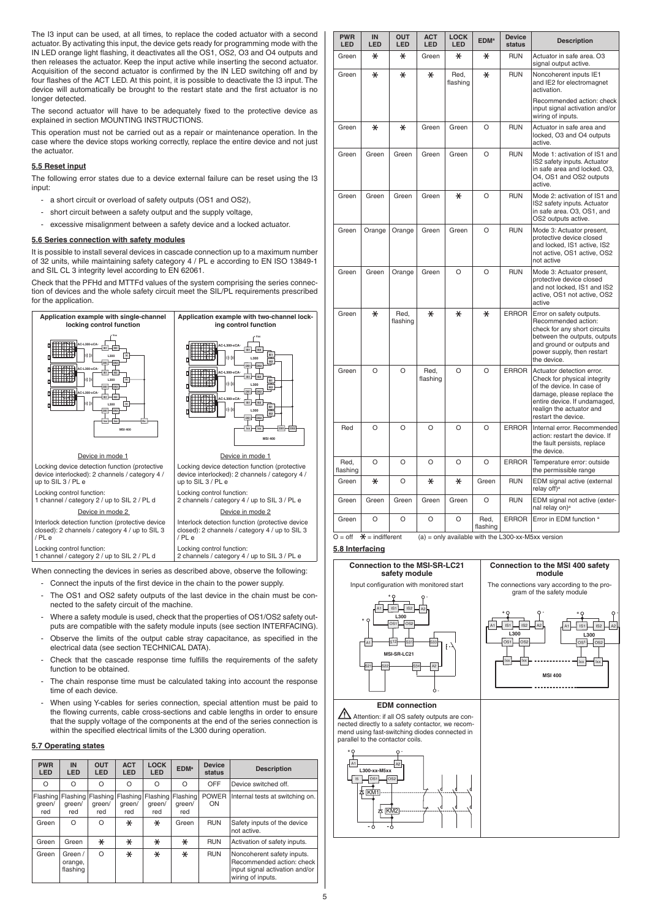The I3 input can be used, at all times, to replace the coded actuator with a second actuator. By activating this input, the device gets ready for programming mode with the IN LED orange light flashing, it deactivates all the OS1, OS2, O3 and O4 outputs and then releases the actuator. Keep the input active while inserting the second actuator. Acquisition of the second actuator is confirmed by the IN LED switching off and by four flashes of the ACT LED. At this point, it is possible to deactivate the I3 input. The device will automatically be brought to the restart state and the first actuator is no longer detected.

The second actuator will have to be adequately fixed to the protective device as explained in section MOUNTING INSTRUCTIONS.

This operation must not be carried out as a repair or maintenance operation. In the case where the device stops working correctly, replace the entire device and not just the actuator.

### 5.5 Reset input

The following error states due to a device external failure can be reset using the I3 input:

- a short circuit or overload of safety outputs (OS1 and OS2),
- short circuit between a safety output and the supply voltage,
- excessive misalignment between a safety device and a locked actuator.

### 5.6 Series connection with safety modules

It is possible to install several devices in cascade connection up to a maximum number of 32 units, while maintaining safety category 4 / PL e according to EN ISO 13849-1 and SIL CL 3 integrity level according to EN 62061.

Check that the PFHd and MTTFd values of the system comprising the series connection of devices and the whole safety circuit meet the SIL/PL requirements prescribed for the application.

| Application example with single-channel locking control function | Application example with two-channel locking control function |
|---|---|
| Device in mode 1 | Device in mode 1 |
| Locking device detection function (protective device interlocked): 2 channels / category 4 / up to SIL 3 / PL e | Locking device detection function (protective device interlocked): 2 channels / category 4 / up to SIL 3 / PL e |
| Locking control function: 1 channel / category 2 / up to SIL 2 / PL d | Locking control function: 2 channels / category 4 / up to SIL 3 / PL e |
| Device in mode 2 | Device in mode 2 |
| Interlock detection function (protective device closed): 2 channels / category 4 / up to SIL 3 / PL e | Interlock detection function (protective device closed): 2 channels / category 4 / up to SIL 3 / PL e |
| Locking control function: 1 channel / category 2 / up to SIL 2 / PL d | Locking control function: 2 channels / category 4 / up to SIL 3 / PL e |

When connecting the devices in series as described above, observe the following:

- Connect the inputs of the first device in the chain to the power supply.
- The OS1 and OS2 safety outputs of the last device in the chain must be connected to the safety circuit of the machine.
- Where a safety module is used, check that the properties of OS1/OS2 safety outputs are compatible with the safety module inputs (see section INTERFACING).
- Observe the limits of the output cable stray capacitance, as specified in the electrical data (see section TECHNICAL DATA).
- Check that the cascade response time fulfills the requirements of the safety function to be obtained.
- The chain response time must be calculated taking into account the response time of each device.
- When using Y-cables for series connection, special attention must be paid to the flowing currents, cable cross-sections and cable lengths in order to ensure that the supply voltage of the components at the end of the series connection is within the specified electrical limits of the L300 during operation.

### 5.7 Operating states

| PWR LED | IN LED | OUT LED | ACT LED | LOCK LED | EDM[a] | Device status | Description |
|---|---|---|---|---|---|---|---|
| O | O | O | O | O | O | OFF | Device switched off. |
| Flashing green/red | Flashing green/red | Flashing green/red | Flashing green/red | Flashing green/red | Flashing green/red | POWER ON | Internal tests at switching on. |
| Green | O | O | * | * | Green | RUN | Safety inputs of the device not active. |
| Green | Green | * | * | * | * | RUN | Activation of safety inputs. |
| Green | Green / orange, flashing | O | * | * | * | RUN | Noncoherent safety inputs. Recommended action: check input signal activation and/or wiring of inputs. |
| Green | * | * | Green | * | * | RUN | Actuator in safe area. O3 signal output active. |
| Green | * | * | * | Red, flashing | * | RUN | Noncoherent inputs IE1 and IE2 for electromagnet activation. Recommended action: check input signal activation and/or wiring of inputs. |
| Green | * | * | Green | Green | O | RUN | Actuator in safe area and locked, O3 and O4 outputs active. |
| Green | Green | Green | Green | Green | O | RUN | Mode 1: activation of IS1 and IS2 safety inputs. Actuator in safe area and locked. O3, O4, OS1 and OS2 outputs active. |
| Green | Green | Green | Green | * | O | RUN | Mode 2: activation of IS1 and IS2 safety inputs. Actuator in safe area. O3, OS1, and OS2 outputs active. |
| Green | Orange | Orange | Green | Green | O | RUN | Mode 3: Actuator present, protective device closed and locked, IS1 active, IS2 not active, OS1 active, OS2 not active |
| Green | Green | Orange | Green | O | O | RUN | Mode 3: Actuator present, protective device closed and not locked, IS1 and IS2 active, OS1 not active, OS2 active |
| Green | * | Red, flashing | * | * | * | ERROR | Error on safety outputs. Recommended action: check for any short circuits between the outputs, outputs and ground or outputs and power supply, then restart the device. |
| Green | O | O | Red, flashing | O | O | ERROR | Actuator detection error. Check for physical integrity of the device. In case of damage, please replace the entire device. If undamaged, realign the actuator and restart the device. |
| Red | O | O | O | O | O | ERROR | Internal error. Recommended action: restart the device. If the fault persists, replace the device. |
| Red, flashing | O | O | O | O | O | ERROR | Temperature error: outside the permissible range |
| Green | * | O | * | * | Green | RUN | EDM signal active (external relay off)[a] |
| Green | Green | Green | Green | Green | O | RUN | EDM signal not active (external relay on)[a] |
| Green | O | O | O | O | Red, flashing | ERROR | Error in EDM function [a] |

O = off   * = indifferent   (a) = only available with the L300-xx-M5xx version

### 5.8 Interfacing

**Connection to the MSI-SR-LC21 safety module**

Input configuration with monitored start

**Connection to the MSI 400 safety module**

The connections vary according to the program of the safety module

**EDM connection**

Attention: if all OS safety outputs are connected directly to a safety contactor, we recommend using fast-switching diodes connected in parallel to the contactor coils.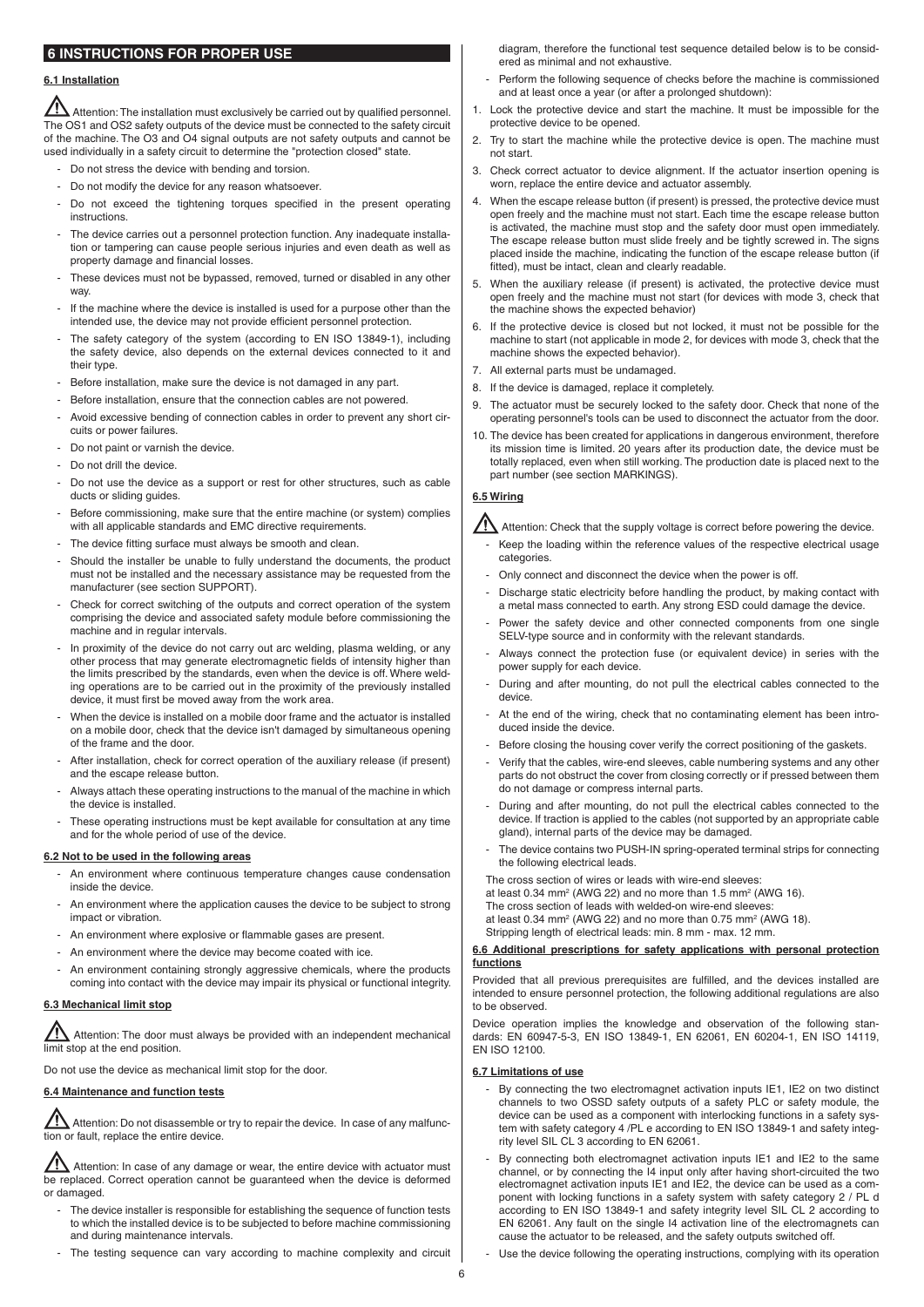## 6 INSTRUCTIONS FOR PROPER USE

### 6.1 Installation

⚠ Attention: The installation must exclusively be carried out by qualified personnel. The OS1 and OS2 safety outputs of the device must be connected to the safety circuit of the machine. The O3 and O4 signal outputs are not safety outputs and cannot be used individually in a safety circuit to determine the "protection closed" state.

- Do not stress the device with bending and torsion.
- Do not modify the device for any reason whatsoever.
- Do not exceed the tightening torques specified in the present operating instructions.
- The device carries out a personnel protection function. Any inadequate installation or tampering can cause people serious injuries and even death as well as property damage and financial losses.
- These devices must not be bypassed, removed, turned or disabled in any other way.
- If the machine where the device is installed is used for a purpose other than the intended use, the device may not provide efficient personnel protection.
- The safety category of the system (according to EN ISO 13849-1), including the safety device, also depends on the external devices connected to it and their type.
- Before installation, make sure the device is not damaged in any part.
- Before installation, ensure that the connection cables are not powered.
- Avoid excessive bending of connection cables in order to prevent any short circuits or power failures.
- Do not paint or varnish the device.
- Do not drill the device.
- Do not use the device as a support or rest for other structures, such as cable ducts or sliding guides.
- Before commissioning, make sure that the entire machine (or system) complies with all applicable standards and EMC directive requirements.
- The device fitting surface must always be smooth and clean.
- Should the installer be unable to fully understand the documents, the product must not be installed and the necessary assistance may be requested from the manufacturer (see section SUPPORT).
- Check for correct switching of the outputs and correct operation of the system comprising the device and associated safety module before commissioning the machine and in regular intervals.
- In proximity of the device do not carry out arc welding, plasma welding, or any other process that may generate electromagnetic fields of intensity higher than the limits prescribed by the standards, even when the device is off. Where welding operations are to be carried out in the proximity of the previously installed device, it must first be moved away from the work area.
- When the device is installed on a mobile door frame and the actuator is installed on a mobile door, check that the device isn't damaged by simultaneous opening of the frame and the door.
- After installation, check for correct operation of the auxiliary release (if present) and the escape release button.
- Always attach these operating instructions to the manual of the machine in which the device is installed.
- These operating instructions must be kept available for consultation at any time and for the whole period of use of the device.

### 6.2 Not to be used in the following areas

- An environment where continuous temperature changes cause condensation inside the device.
- An environment where the application causes the device to be subject to strong impact or vibration.
- An environment where explosive or flammable gases are present.
- An environment where the device may become coated with ice.
- An environment containing strongly aggressive chemicals, where the products coming into contact with the device may impair its physical or functional integrity.

### 6.3 Mechanical limit stop

⚠ Attention: The door must always be provided with an independent mechanical limit stop at the end position.

Do not use the device as mechanical limit stop for the door.

### 6.4 Maintenance and function tests

⚠ Attention: Do not disassemble or try to repair the device. In case of any malfunction or fault, replace the entire device.

⚠ Attention: In case of any damage or wear, the entire device with actuator must be replaced. Correct operation cannot be guaranteed when the device is deformed or damaged.

- The device installer is responsible for establishing the sequence of function tests to which the installed device is to be subjected to before machine commissioning and during maintenance intervals.
- The testing sequence can vary according to machine complexity and circuit diagram, therefore the functional test sequence detailed below is to be considered as minimal and not exhaustive.
- Perform the following sequence of checks before the machine is commissioned and at least once a year (or after a prolonged shutdown):

1. Lock the protective device and start the machine. It must be impossible for the protective device to be opened.
2. Try to start the machine while the protective device is open. The machine must not start.
3. Check correct actuator to device alignment. If the actuator insertion opening is worn, replace the entire device and actuator assembly.
4. When the escape release button (if present) is pressed, the protective device must open freely and the machine must not start. Each time the escape release button is activated, the machine must stop and the safety door must open immediately. The escape release button must slide freely and be tightly screwed in. The signs placed inside the machine, indicating the function of the escape release button (if fitted), must be intact, clean and clearly readable.
5. When the auxiliary release (if present) is activated, the protective device must open freely and the machine must not start (for devices with mode 3, check that the machine shows the expected behavior)
6. If the protective device is closed but not locked, it must not be possible for the machine to start (not applicable in mode 2, for devices with mode 3, check that the machine shows the expected behavior).
7. All external parts must be undamaged.
8. If the device is damaged, replace it completely.
9. The actuator must be securely locked to the safety door. Check that none of the operating personnel's tools can be used to disconnect the actuator from the door.
10. The device has been created for applications in dangerous environment, therefore its mission time is limited. 20 years after its production date, the device must be totally replaced, even when still working. The production date is placed next to the part number (see section MARKINGS).

### 6.5 Wiring

⚠ Attention: Check that the supply voltage is correct before powering the device.

- Keep the loading within the reference values of the respective electrical usage categories.
- Only connect and disconnect the device when the power is off.
- Discharge static electricity before handling the product, by making contact with a metal mass connected to earth. Any strong ESD could damage the device.
- Power the safety device and other connected components from one single SELV-type source and in conformity with the relevant standards.
- Always connect the protection fuse (or equivalent device) in series with the power supply for each device.
- During and after mounting, do not pull the electrical cables connected to the device.
- At the end of the wiring, check that no contaminating element has been introduced inside the device.
- Before closing the housing cover verify the correct positioning of the gaskets.
- Verify that the cables, wire-end sleeves, cable numbering systems and any other parts do not obstruct the cover from closing correctly or if pressed between them do not damage or compress internal parts.
- During and after mounting, do not pull the electrical cables connected to the device. If traction is applied to the cables (not supported by an appropriate cable gland), internal parts of the device may be damaged.
- The device contains two PUSH-IN spring-operated terminal strips for connecting the following electrical leads.

The cross section of wires or leads with wire-end sleeves:
at least 0.34 mm² (AWG 22) and no more than 1.5 mm² (AWG 16).
The cross section of leads with welded-on wire-end sleeves:
at least 0.34 mm² (AWG 22) and no more than 0.75 mm² (AWG 18).
Stripping length of electrical leads: min. 8 mm - max. 12 mm.

### 6.6 Additional prescriptions for safety applications with personal protection functions

Provided that all previous prerequisites are fulfilled, and the devices installed are intended to ensure personnel protection, the following additional regulations are also to be observed.

Device operation implies the knowledge and observation of the following standards: EN 60947-5-3, EN ISO 13849-1, EN 62061, EN 60204-1, EN ISO 14119, EN ISO 12100.

### 6.7 Limitations of use

- By connecting the two electromagnet activation inputs IE1, IE2 on two distinct channels to two OSSD safety outputs of a safety PLC or safety module, the device can be used as a component with interlocking functions in a safety system with safety category 4 /PL e according to EN ISO 13849-1 and safety integrity level SIL CL 3 according to EN 62061.
- By connecting both electromagnet activation inputs IE1 and IE2 to the same channel, or by connecting the I4 input only after having short-circuited the two electromagnet activation inputs IE1 and IE2, the device can be used as a component with locking functions in a safety system with safety category 2 / PL d according to EN ISO 13849-1 and safety integrity level SIL CL 2 according to EN 62061. Any fault on the single I4 activation line of the electromagnets can cause the actuator to be released, and the safety outputs switched off.
- Use the device following the operating instructions, complying with its operation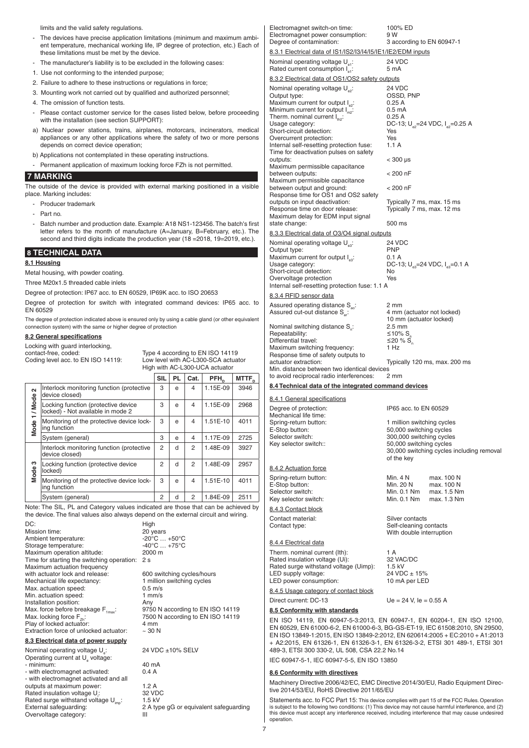limits and the valid safety regulations.

- The devices have precise application limitations (minimum and maximum ambient temperature, mechanical working life, IP degree of protection, etc.) Each of these limitations must be met by the device.
- The manufacturer's liability is to be excluded in the following cases:
1. Use not conforming to the intended purpose;
2. Failure to adhere to these instructions or regulations in force;
3. Mounting work not carried out by qualified and authorized personnel;
4. The omission of function tests.
- Please contact customer service for the cases listed below, before proceeding with the installation (see section SUPPORT):
a) Nuclear power stations, trains, airplanes, motorcars, incinerators, medical appliances or any other applications where the safety of two or more persons depends on correct device operation;
b) Applications not contemplated in these operating instructions.
- Permanent application of maximum locking force FZh is not permitted.

## 7 MARKING

The outside of the device is provided with external marking positioned in a visible place. Marking includes:

- Producer trademark
- Part no.
- Batch number and production date. Example: A18 NS1-123456. The batch's first letter refers to the month of manufacture (A=January, B=February, etc.). The second and third digits indicate the production year (18 =2018, 19=2019, etc.).

## 8 TECHNICAL DATA

### 8.1 Housing

Metal housing, with powder coating.

Three M20x1.5 threaded cable inlets

Degree of protection: IP67 acc. to EN 60529, IP69K acc. to ISO 20653

Degree of protection for switch with integrated command devices: IP65 acc. to EN 60529

The degree of protection indicated above is ensured only by using a cable gland (or other equivalent connection system) with the same or higher degree of protection

### 8.2 General specifications

Locking with guard interlocking, contact-free, coded: Type 4 according to EN ISO 14119
Coding level acc. to EN ISO 14119: Low level with AC-L300-SCA actuator
High with AC-L300-UCA actuator

| | | SIL | PL | Cat. | $PFH_D$ | $MTTF_D$ |
|---|---|---|---|---|---|---|
| Mode 1 / Mode 2 | Interlock monitoring function (protective device closed) | 3 | e | 4 | 1.15E-09 | 3946 |
| | Locking function (protective device locked) - Not available in mode 2 | 3 | e | 4 | 1.15E-09 | 2968 |
| | Monitoring of the protective device locking function | 3 | e | 4 | 1.51E-10 | 4011 |
| | System (general) | 3 | e | 4 | 1.17E-09 | 2725 |
| Mode 3 | Interlock monitoring function (protective device closed) | 2 | d | 2 | 1.48E-09 | 3927 |
| | Locking function (protective device locked) | 2 | d | 2 | 1.48E-09 | 2957 |
| | Monitoring of the protective device locking function | 3 | e | 4 | 1.51E-10 | 4011 |
| | System (general) | 2 | d | 2 | 1.84E-09 | 2511 |

Note: The SIL, PL and Category values indicated are those that can be achieved by the device. The final values also always depend on the external circuit and wiring.

DC: High
Mission time: 20 years
Ambient temperature: -20°C … +50°C
Storage temperature: -40°C … +75°C
Maximum operation altitude: 2000 m
Time for starting the switching operation: 2 s
Maximum actuation frequency with actuator lock and release: 600 switching cycles/hours
Mechanical life expectancy: 1 million switching cycles
Max. actuation speed: 0.5 m/s
Min. actuation speed: 1 mm/s
Installation position: Any
Max. force before breakage $F_{1max}$: 9750 N according to EN ISO 14119
Max. locking force $F_{Zh}$: 7500 N according to EN ISO 14119
Play of locked actuator: 4 mm
Extraction force of unlocked actuator: ~ 30 N

### 8.3 Electrical data of power supply

Nominal operating voltage $U_s$: 24 VDC ±10% SELV
Operating current at $U_s$ voltage:
- minimum: 40 mA
- with electromagnet activated: 0.4 A
- with electromagnet activated and all outputs at maximum power: 1.2 A

Rated insulation voltage $U_i$: 32 VDC
Rated surge withstand voltage $U_{imp}$: 1.5 kV
External safeguarding: 2 A type gG or equivalent safeguarding
Overvoltage category: III
Electromagnet switch-on time: 100% ED
Electromagnet power consumption: 9 W
Degree of contamination: 3 according to EN 60947-1

#### 8.3.1 Electrical data of IS1/IS2/I3/I4/I5/IE1/IE2/EDM inputs

Nominal operating voltage $U_{e1}$: 24 VDC
Rated current consumption $I_{e1}$: 5 mA

#### 8.3.2 Electrical data of OS1/OS2 safety outputs

Nominal operating voltage $U_{e2}$: 24 VDC
Output type: OSSD, PNP
Maximum current for output $I_{e2}$: 0.25 A
Minimum current for output $I_{m2}$: 0.5 mA
Therm. nominal current $I_{th2}$: 0.25 A
Usage category: DC-13; $U_{e2}$=24 VDC, $I_{e2}$=0.25 A
Short-circuit detection: Yes
Overcurrent protection: Yes
Internal self-resetting protection fuse: 1.1 A
Time for deactivation pulses on safety outputs: < 300 µs
Maximum permissible capacitance between outputs: < 200 nF
Maximum permissible capacitance between output and ground: < 200 nF
Response time for OS1 and OS2 safety outputs on input deactivation: Typically 7 ms, max. 15 ms
Response time on door release: Typically 7 ms, max. 12 ms
Maximum delay for EDM input signal state change: 500 ms

#### 8.3.3 Electrical data of O3/O4 signal outputs

Nominal operating voltage $U_{e3}$: 24 VDC
Output type: PNP
Maximum current for output $I_{e3}$: 0.1 A
Usage category: DC-13; $U_{e3}$=24 VDC, $I_{e3}$=0.1 A
Short-circuit detection: No
Overvoltage protection: Yes
Internal self-resetting protection fuse: 1.1 A

#### 8.3.4 RFID sensor data

Assured operating distance $S_{ao}$: 2 mm
Assured cut-out distance $S_{ar}$: 4 mm (actuator not locked)
10 mm (actuator locked)
Nominal switching distance $S_n$: 2.5 mm
Repeatability: ≤10% $S_n$
Differential travel: ≤20 % $S_n$
Maximum switching frequency: 1 Hz
Response time of safety outputs to actuator extraction: Typically 120 ms, max. 200 ms
Min. distance between two identical devices to avoid reciprocal radio interferences: 2 mm

### 8.4 Technical data of the integrated command devices

#### 8.4.1 General specifications

Degree of protection: IP65 acc. to EN 60529
Mechanical life time:
Spring-return button: 1 million switching cycles
E-Stop button: 50,000 switching cycles
Selector switch: 300,000 switching cycles
Key selector switch: 50,000 switching cycles
30,000 switching cycles including removal of the key

#### 8.4.2 Actuation force

Spring-return button: Min. 4 N max. 100 N
E-Stop button: Min. 20 N max. 100 N
Selector switch: Min. 0.1 Nm max. 1.5 Nm
Key selector switch: Min. 0.1 Nm max. 1.3 Nm

#### 8.4.3 Contact block

Contact material: Silver contacts
Contact type: Self-cleaning contacts
With double interruption

#### 8.4.4 Electrical data

Therm. nominal current (Ith): 1 A
Rated insulation voltage (Ui): 32 VAC/DC
Rated surge withstand voltage (Uimp): 1.5 kV
LED supply voltage: 24 VDC ± 15%
LED power consumption: 10 mA per LED

#### 8.4.5 Usage category of contact block

Direct current: DC-13 Ue = 24 V, Ie = 0.55 A

### 8.5 Conformity with standards

EN ISO 14119, EN 60947-5-3:2013, EN 60947-1, EN 60204-1, EN ISO 12100, EN 60529, EN 61000-6-2, EN 61000-6-3, BG-GS-ET-19, IEC 61508:2010, SN 29500, EN ISO 13849-1:2015, EN ISO 13849-2:2012, EN 620614:2005 + EC:2010 + A1:2013 + A2:2015, EN 61326-1, EN 61326-3-1, EN 61326-3-2, ETSI 301 489-1, ETSI 301 489-3, ETSI 300 330-2, UL 508, CSA 22.2 No.14

IEC 60947-5-1, IEC 60947-5-5, EN ISO 13850

### 8.6 Conformity with directives

Machinery Directive 2006/42/EC, EMC Directive 2014/30/EU, Radio Equipment Directive 2014/53/EU, RoHS Directive 2011/65/EU

Statements acc. to FCC Part 15: This device complies with part 15 of the FCC Rules. Operation is subject to the following two conditions: (1) This device may not cause harmful interference, and (2) this device must accept any interference received, including interference that may cause undesired operation.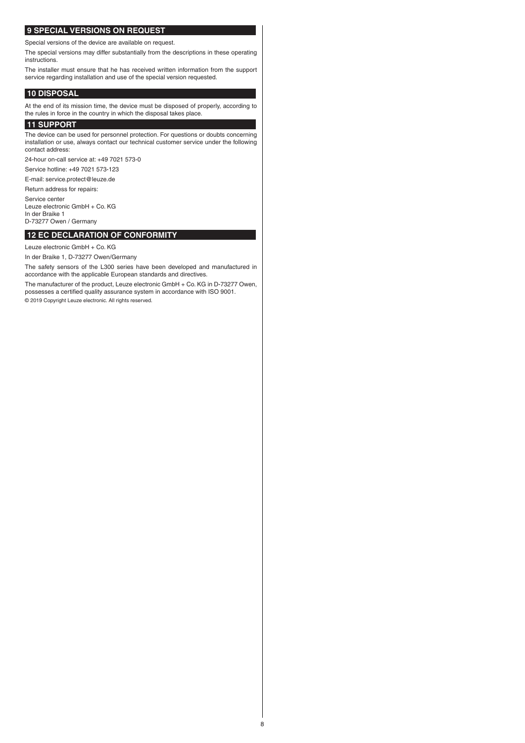## 9 SPECIAL VERSIONS ON REQUEST

Special versions of the device are available on request.

The special versions may differ substantially from the descriptions in these operating instructions.

The installer must ensure that he has received written information from the support service regarding installation and use of the special version requested.

## 10 DISPOSAL

At the end of its mission time, the device must be disposed of properly, according to the rules in force in the country in which the disposal takes place.

## 11 SUPPORT

The device can be used for personnel protection. For questions or doubts concerning installation or use, always contact our technical customer service under the following contact address:

24-hour on-call service at: +49 7021 573-0

Service hotline: +49 7021 573-123

E-mail: service.protect@leuze.de

Return address for repairs:

Service center
Leuze electronic GmbH + Co. KG
In der Braike 1
D-73277 Owen / Germany

## 12 EC DECLARATION OF CONFORMITY

Leuze electronic GmbH + Co. KG

In der Braike 1, D-73277 Owen/Germany

The safety sensors of the L300 series have been developed and manufactured in accordance with the applicable European standards and directives.

The manufacturer of the product, Leuze electronic GmbH + Co. KG in D-73277 Owen, possesses a certified quality assurance system in accordance with ISO 9001.

© 2019 Copyright Leuze electronic. All rights reserved.